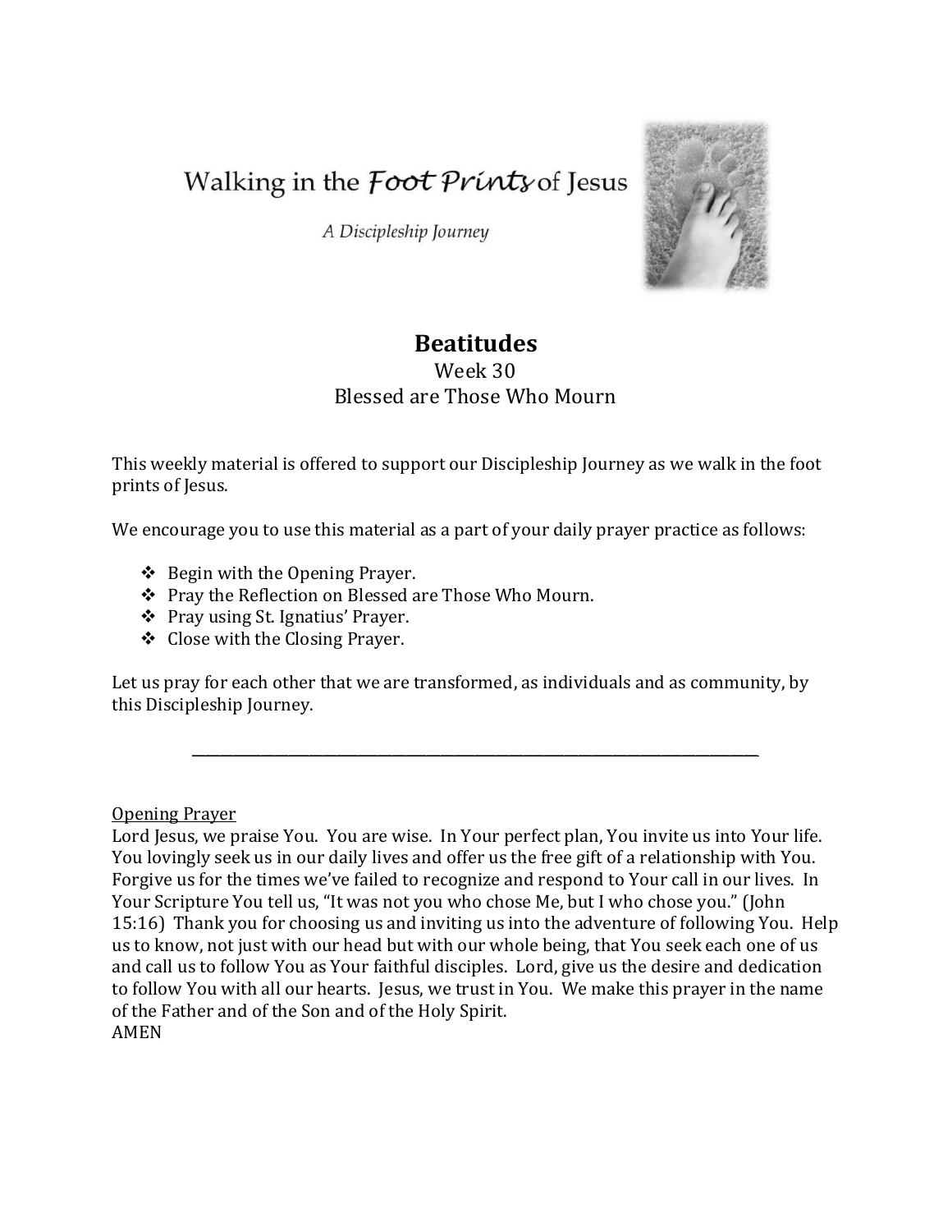Walking in the *Foot Prints* of Jesus

*A Discipleship Journey*

# Beatitudes

Week 30

Blessed are Those Who Mourn

This weekly material is offered to support our Discipleship Journey as we walk in the foot prints of Jesus.

We encourage you to use this material as a part of your daily prayer practice as follows:

- Begin with the Opening Prayer.
- Pray the Reflection on Blessed are Those Who Mourn.
- Pray using St. Ignatius' Prayer.
- Close with the Closing Prayer.

Let us pray for each other that we are transformed, as individuals and as community, by this Discipleship Journey.

---

Opening Prayer

Lord Jesus, we praise You. You are wise. In Your perfect plan, You invite us into Your life. You lovingly seek us in our daily lives and offer us the free gift of a relationship with You. Forgive us for the times we've failed to recognize and respond to Your call in our lives. In Your Scripture You tell us, "It was not you who chose Me, but I who chose you." (John 15:16) Thank you for choosing us and inviting us into the adventure of following You. Help us to know, not just with our head but with our whole being, that You seek each one of us and call us to follow You as Your faithful disciples. Lord, give us the desire and dedication to follow You with all our hearts. Jesus, we trust in You. We make this prayer in the name of the Father and of the Son and of the Holy Spirit.
AMEN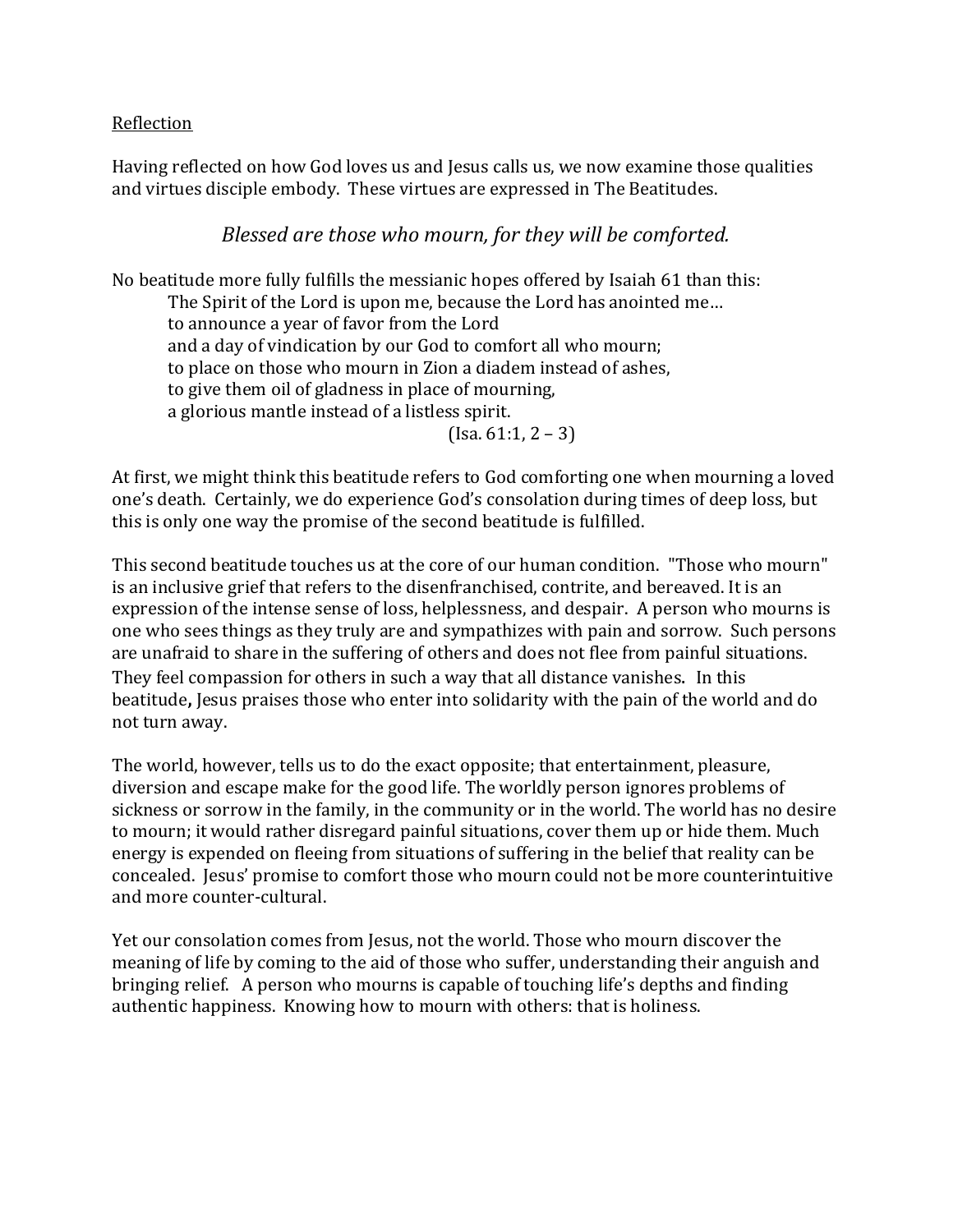Reflection

Having reflected on how God loves us and Jesus calls us, we now examine those qualities and virtues disciple embody. These virtues are expressed in The Beatitudes.

*Blessed are those who mourn, for they will be comforted.*

No beatitude more fully fulfills the messianic hopes offered by Isaiah 61 than this:

> The Spirit of the Lord is upon me, because the Lord has anointed me…
> to announce a year of favor from the Lord
> and a day of vindication by our God to comfort all who mourn;
> to place on those who mourn in Zion a diadem instead of ashes,
> to give them oil of gladness in place of mourning,
> a glorious mantle instead of a listless spirit.
> (Isa. 61:1, 2 – 3)

At first, we might think this beatitude refers to God comforting one when mourning a loved one's death. Certainly, we do experience God's consolation during times of deep loss, but this is only one way the promise of the second beatitude is fulfilled.

This second beatitude touches us at the core of our human condition. "Those who mourn" is an inclusive grief that refers to the disenfranchised, contrite, and bereaved. It is an expression of the intense sense of loss, helplessness, and despair. A person who mourns is one who sees things as they truly are and sympathizes with pain and sorrow. Such persons are unafraid to share in the suffering of others and does not flee from painful situations. They feel compassion for others in such a way that all distance vanishes. In this beatitude, Jesus praises those who enter into solidarity with the pain of the world and do not turn away.

The world, however, tells us to do the exact opposite; that entertainment, pleasure, diversion and escape make for the good life. The worldly person ignores problems of sickness or sorrow in the family, in the community or in the world. The world has no desire to mourn; it would rather disregard painful situations, cover them up or hide them. Much energy is expended on fleeing from situations of suffering in the belief that reality can be concealed. Jesus' promise to comfort those who mourn could not be more counterintuitive and more counter-cultural.

Yet our consolation comes from Jesus, not the world. Those who mourn discover the meaning of life by coming to the aid of those who suffer, understanding their anguish and bringing relief. A person who mourns is capable of touching life's depths and finding authentic happiness. Knowing how to mourn with others: that is holiness.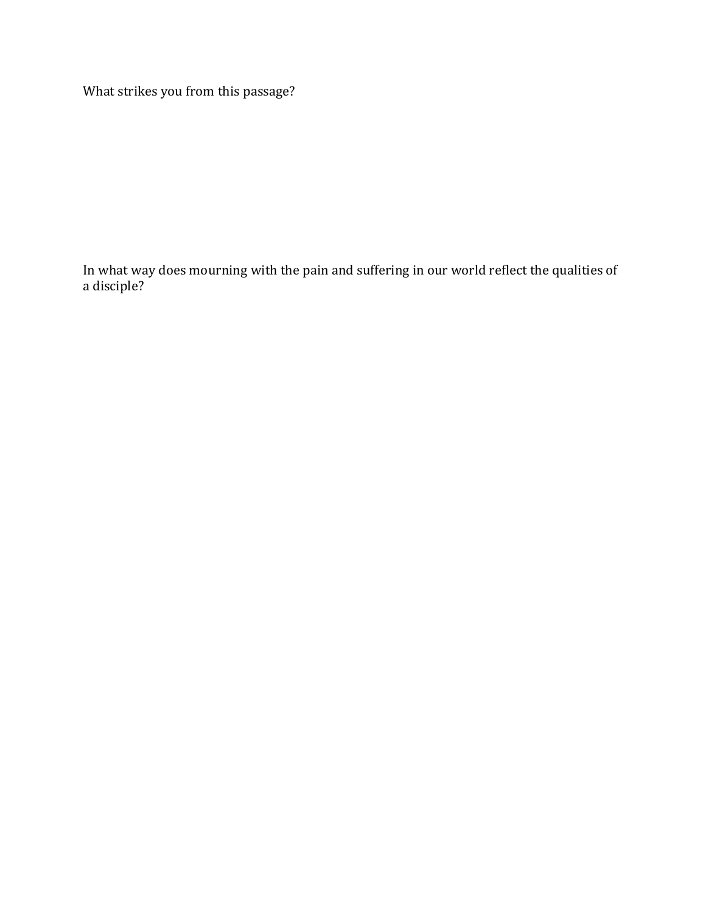What strikes you from this passage?

In what way does mourning with the pain and suffering in our world reflect the qualities of a disciple?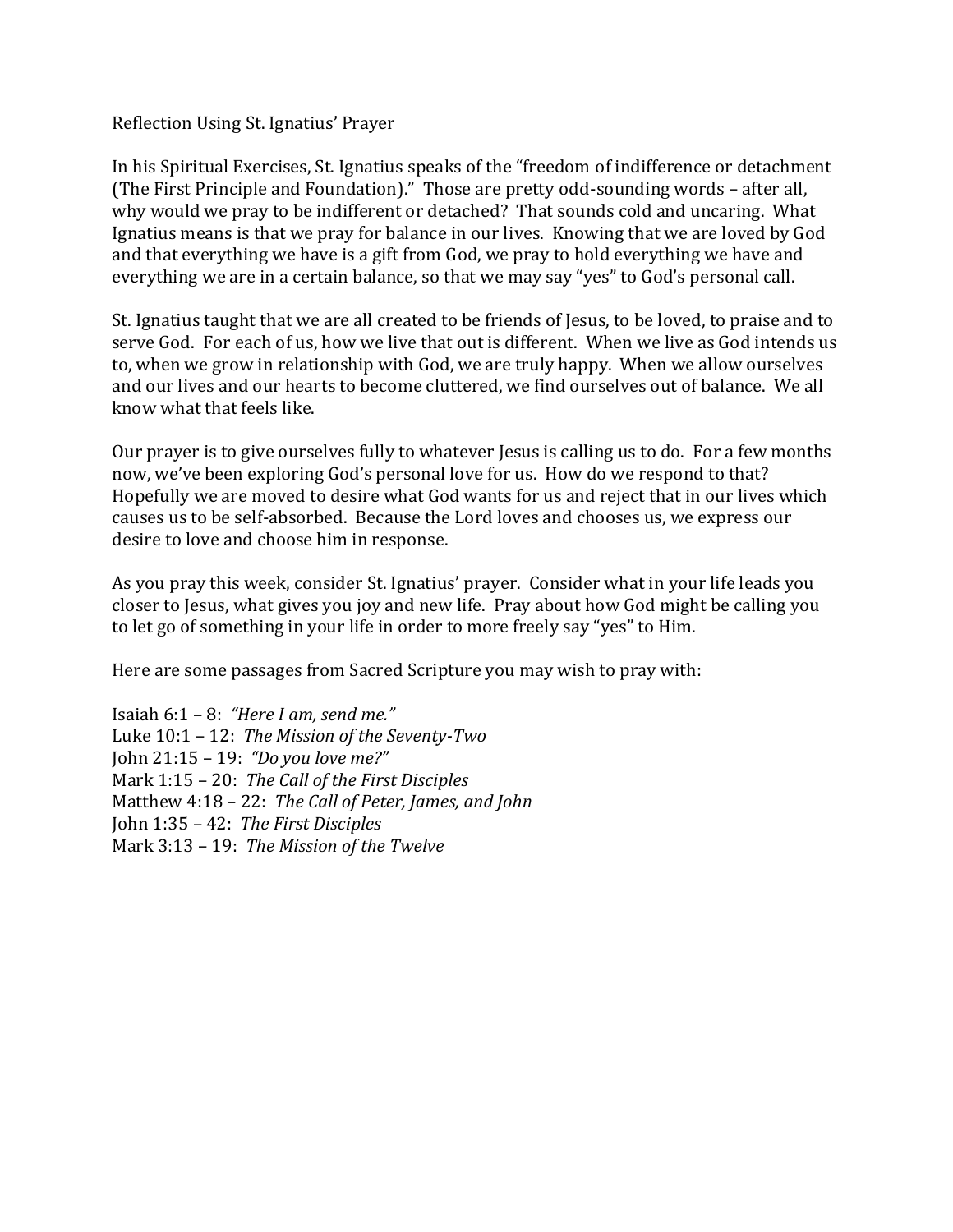Reflection Using St. Ignatius' Prayer

In his Spiritual Exercises, St. Ignatius speaks of the "freedom of indifference or detachment (The First Principle and Foundation)." Those are pretty odd-sounding words – after all, why would we pray to be indifferent or detached? That sounds cold and uncaring. What Ignatius means is that we pray for balance in our lives. Knowing that we are loved by God and that everything we have is a gift from God, we pray to hold everything we have and everything we are in a certain balance, so that we may say "yes" to God's personal call.

St. Ignatius taught that we are all created to be friends of Jesus, to be loved, to praise and to serve God. For each of us, how we live that out is different. When we live as God intends us to, when we grow in relationship with God, we are truly happy. When we allow ourselves and our lives and our hearts to become cluttered, we find ourselves out of balance. We all know what that feels like.

Our prayer is to give ourselves fully to whatever Jesus is calling us to do. For a few months now, we've been exploring God's personal love for us. How do we respond to that? Hopefully we are moved to desire what God wants for us and reject that in our lives which causes us to be self-absorbed. Because the Lord loves and chooses us, we express our desire to love and choose him in response.

As you pray this week, consider St. Ignatius' prayer. Consider what in your life leads you closer to Jesus, what gives you joy and new life. Pray about how God might be calling you to let go of something in your life in order to more freely say "yes" to Him.

Here are some passages from Sacred Scripture you may wish to pray with:

Isaiah 6:1 – 8: *"Here I am, send me."*
Luke 10:1 – 12: *The Mission of the Seventy-Two*
John 21:15 – 19: *"Do you love me?"*
Mark 1:15 – 20: *The Call of the First Disciples*
Matthew 4:18 – 22: *The Call of Peter, James, and John*
John 1:35 – 42: *The First Disciples*
Mark 3:13 – 19: *The Mission of the Twelve*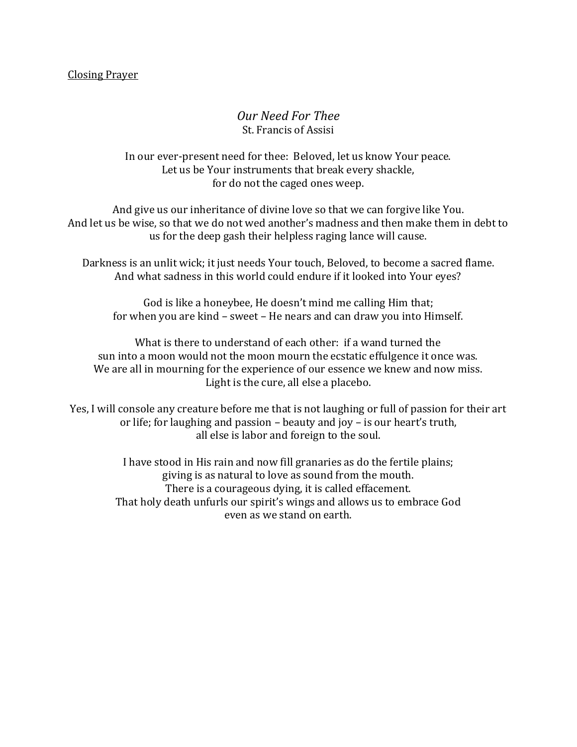<u>Closing Prayer</u>

*Our Need For Thee*
St. Francis of Assisi

In our ever-present need for thee: Beloved, let us know Your peace.
Let us be Your instruments that break every shackle,
for do not the caged ones weep.

And give us our inheritance of divine love so that we can forgive like You.
And let us be wise, so that we do not wed another's madness and then make them in debt to us for the deep gash their helpless raging lance will cause.

Darkness is an unlit wick; it just needs Your touch, Beloved, to become a sacred flame.
And what sadness in this world could endure if it looked into Your eyes?

God is like a honeybee, He doesn't mind me calling Him that;
for when you are kind – sweet – He nears and can draw you into Himself.

What is there to understand of each other: if a wand turned the
sun into a moon would not the moon mourn the ecstatic effulgence it once was.
We are all in mourning for the experience of our essence we knew and now miss.
Light is the cure, all else a placebo.

Yes, I will console any creature before me that is not laughing or full of passion for their art or life; for laughing and passion – beauty and joy – is our heart's truth,
all else is labor and foreign to the soul.

I have stood in His rain and now fill granaries as do the fertile plains;
giving is as natural to love as sound from the mouth.
There is a courageous dying, it is called effacement.
That holy death unfurls our spirit's wings and allows us to embrace God
even as we stand on earth.